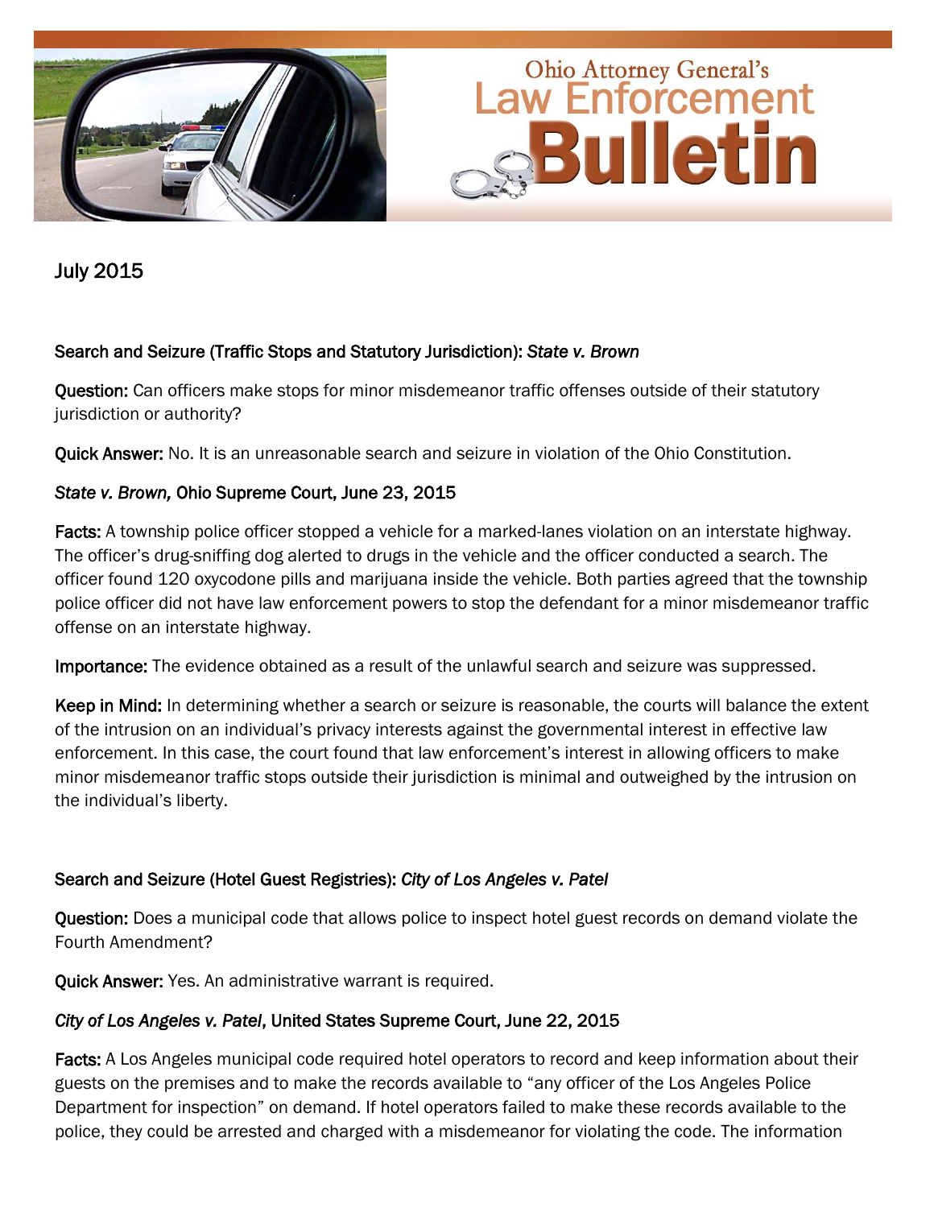# Ohio Attorney General's Law Enforcement Bulletin

July 2015

## Search and Seizure (Traffic Stops and Statutory Jurisdiction): *State v. Brown*

**Question:** Can officers make stops for minor misdemeanor traffic offenses outside of their statutory jurisdiction or authority?

**Quick Answer:** No. It is an unreasonable search and seizure in violation of the Ohio Constitution.

### *State v. Brown,* Ohio Supreme Court, June 23, 2015

**Facts:** A township police officer stopped a vehicle for a marked-lanes violation on an interstate highway. The officer's drug-sniffing dog alerted to drugs in the vehicle and the officer conducted a search. The officer found 120 oxycodone pills and marijuana inside the vehicle. Both parties agreed that the township police officer did not have law enforcement powers to stop the defendant for a minor misdemeanor traffic offense on an interstate highway.

**Importance:** The evidence obtained as a result of the unlawful search and seizure was suppressed.

**Keep in Mind:** In determining whether a search or seizure is reasonable, the courts will balance the extent of the intrusion on an individual's privacy interests against the governmental interest in effective law enforcement. In this case, the court found that law enforcement's interest in allowing officers to make minor misdemeanor traffic stops outside their jurisdiction is minimal and outweighed by the intrusion on the individual's liberty.

## Search and Seizure (Hotel Guest Registries): *City of Los Angeles v. Patel*

**Question:** Does a municipal code that allows police to inspect hotel guest records on demand violate the Fourth Amendment?

**Quick Answer:** Yes. An administrative warrant is required.

### *City of Los Angeles v. Patel*, United States Supreme Court, June 22, 2015

**Facts:** A Los Angeles municipal code required hotel operators to record and keep information about their guests on the premises and to make the records available to "any officer of the Los Angeles Police Department for inspection" on demand. If hotel operators failed to make these records available to the police, they could be arrested and charged with a misdemeanor for violating the code. The information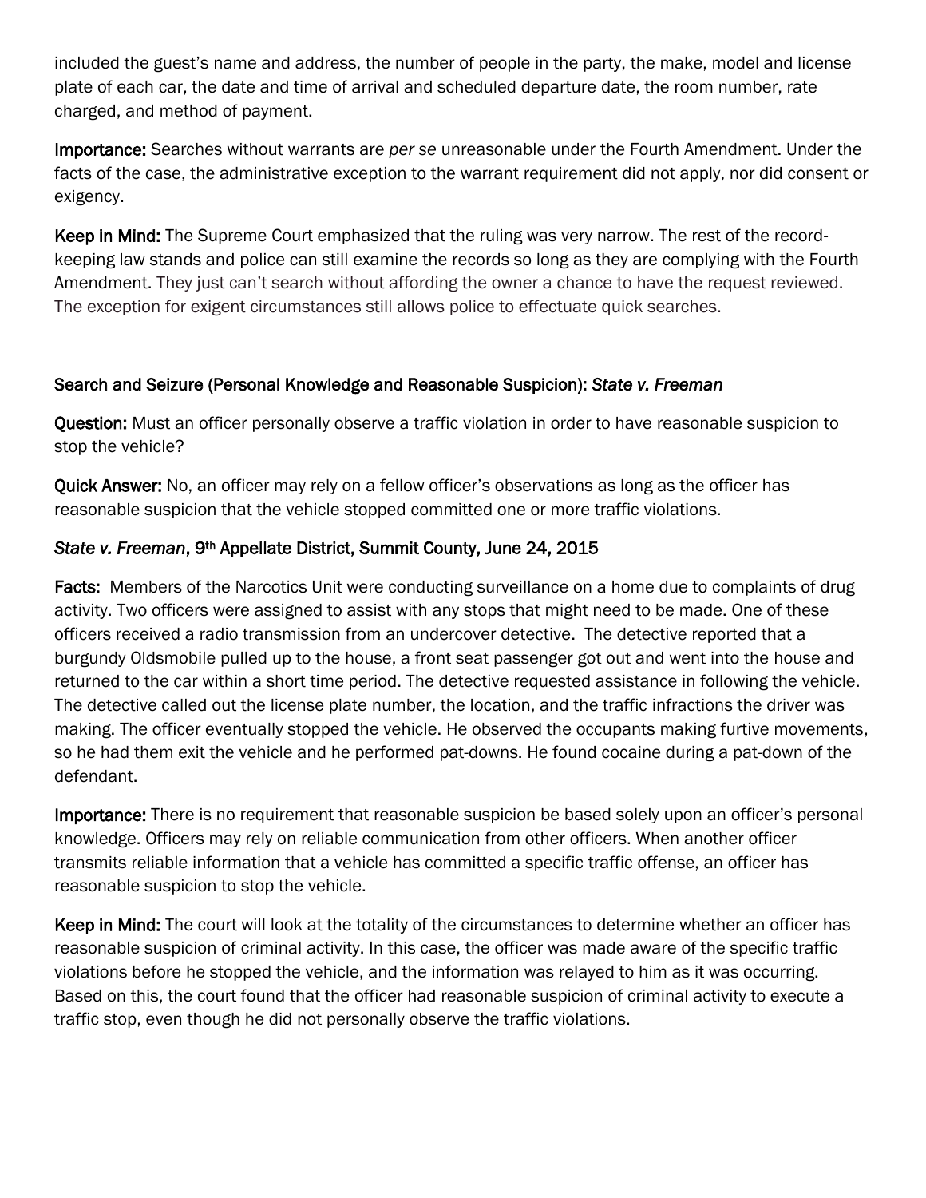included the guest's name and address, the number of people in the party, the make, model and license plate of each car, the date and time of arrival and scheduled departure date, the room number, rate charged, and method of payment.

**Importance:** Searches without warrants are *per se* unreasonable under the Fourth Amendment. Under the facts of the case, the administrative exception to the warrant requirement did not apply, nor did consent or exigency.

**Keep in Mind:** The Supreme Court emphasized that the ruling was very narrow. The rest of the record-keeping law stands and police can still examine the records so long as they are complying with the Fourth Amendment. They just can't search without affording the owner a chance to have the request reviewed. The exception for exigent circumstances still allows police to effectuate quick searches.

## Search and Seizure (Personal Knowledge and Reasonable Suspicion): *State v. Freeman*

**Question:** Must an officer personally observe a traffic violation in order to have reasonable suspicion to stop the vehicle?

**Quick Answer:** No, an officer may rely on a fellow officer's observations as long as the officer has reasonable suspicion that the vehicle stopped committed one or more traffic violations.

### *State v. Freeman*, 9th Appellate District, Summit County, June 24, 2015

**Facts:** Members of the Narcotics Unit were conducting surveillance on a home due to complaints of drug activity. Two officers were assigned to assist with any stops that might need to be made. One of these officers received a radio transmission from an undercover detective. The detective reported that a burgundy Oldsmobile pulled up to the house, a front seat passenger got out and went into the house and returned to the car within a short time period. The detective requested assistance in following the vehicle. The detective called out the license plate number, the location, and the traffic infractions the driver was making. The officer eventually stopped the vehicle. He observed the occupants making furtive movements, so he had them exit the vehicle and he performed pat-downs. He found cocaine during a pat-down of the defendant.

**Importance:** There is no requirement that reasonable suspicion be based solely upon an officer's personal knowledge. Officers may rely on reliable communication from other officers. When another officer transmits reliable information that a vehicle has committed a specific traffic offense, an officer has reasonable suspicion to stop the vehicle.

**Keep in Mind:** The court will look at the totality of the circumstances to determine whether an officer has reasonable suspicion of criminal activity. In this case, the officer was made aware of the specific traffic violations before he stopped the vehicle, and the information was relayed to him as it was occurring. Based on this, the court found that the officer had reasonable suspicion of criminal activity to execute a traffic stop, even though he did not personally observe the traffic violations.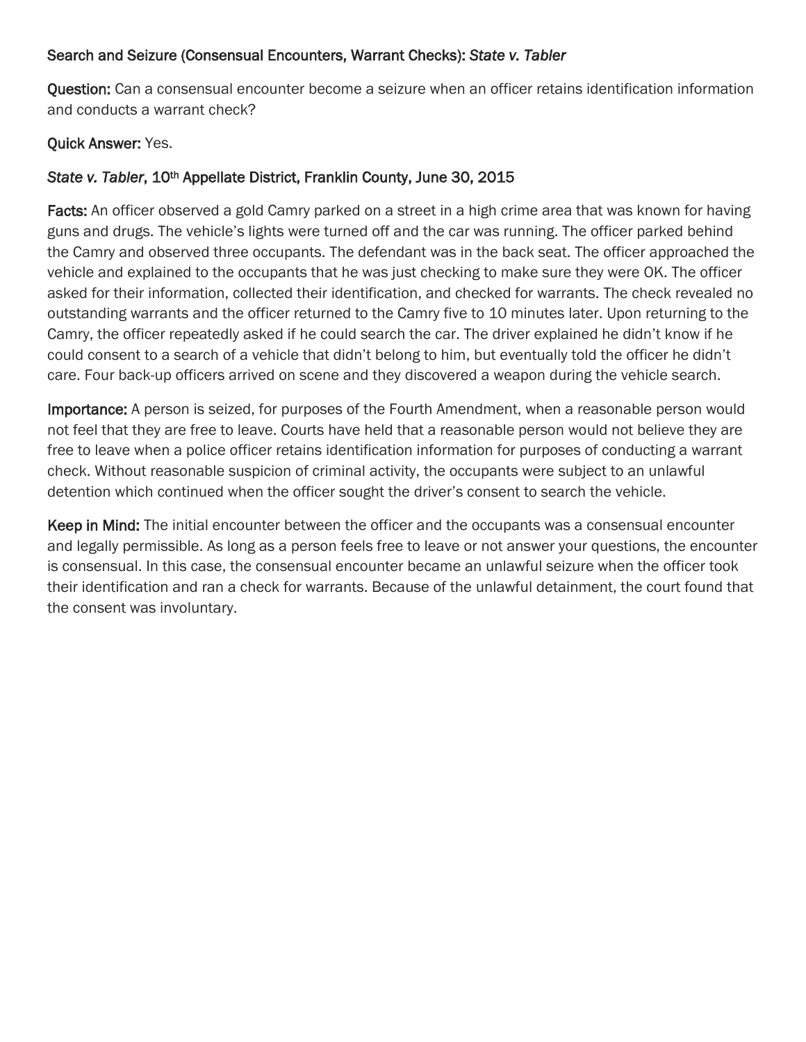### Search and Seizure (Consensual Encounters, Warrant Checks): *State v. Tabler*

**Question:** Can a consensual encounter become a seizure when an officer retains identification information and conducts a warrant check?

**Quick Answer:** Yes.

### *State v. Tabler*, 10th Appellate District, Franklin County, June 30, 2015

**Facts:** An officer observed a gold Camry parked on a street in a high crime area that was known for having guns and drugs. The vehicle's lights were turned off and the car was running. The officer parked behind the Camry and observed three occupants. The defendant was in the back seat. The officer approached the vehicle and explained to the occupants that he was just checking to make sure they were OK. The officer asked for their information, collected their identification, and checked for warrants. The check revealed no outstanding warrants and the officer returned to the Camry five to 10 minutes later. Upon returning to the Camry, the officer repeatedly asked if he could search the car. The driver explained he didn't know if he could consent to a search of a vehicle that didn't belong to him, but eventually told the officer he didn't care. Four back-up officers arrived on scene and they discovered a weapon during the vehicle search.

**Importance:** A person is seized, for purposes of the Fourth Amendment, when a reasonable person would not feel that they are free to leave. Courts have held that a reasonable person would not believe they are free to leave when a police officer retains identification information for purposes of conducting a warrant check. Without reasonable suspicion of criminal activity, the occupants were subject to an unlawful detention which continued when the officer sought the driver's consent to search the vehicle.

**Keep in Mind:** The initial encounter between the officer and the occupants was a consensual encounter and legally permissible. As long as a person feels free to leave or not answer your questions, the encounter is consensual. In this case, the consensual encounter became an unlawful seizure when the officer took their identification and ran a check for warrants. Because of the unlawful detainment, the court found that the consent was involuntary.